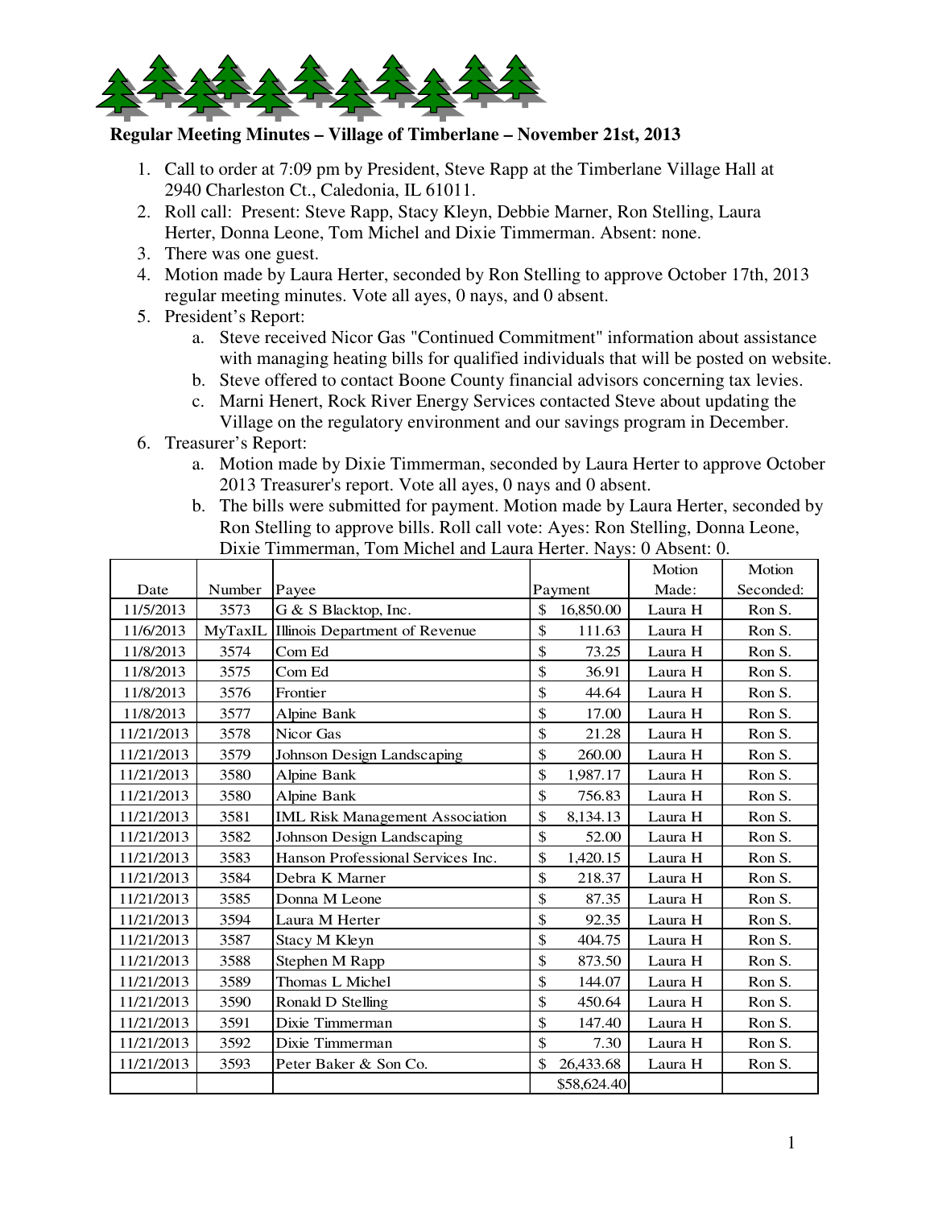## Regular Meeting Minutes – Village of Timberlane – November 21st, 2013

1. Call to order at 7:09 pm by President, Steve Rapp at the Timberlane Village Hall at 2940 Charleston Ct., Caledonia, IL 61011.
2. Roll call: Present: Steve Rapp, Stacy Kleyn, Debbie Marner, Ron Stelling, Laura Herter, Donna Leone, Tom Michel and Dixie Timmerman. Absent: none.
3. There was one guest.
4. Motion made by Laura Herter, seconded by Ron Stelling to approve October 17th, 2013 regular meeting minutes. Vote all ayes, 0 nays, and 0 absent.
5. President's Report:
   a. Steve received Nicor Gas "Continued Commitment" information about assistance with managing heating bills for qualified individuals that will be posted on website.
   b. Steve offered to contact Boone County financial advisors concerning tax levies.
   c. Marni Henert, Rock River Energy Services contacted Steve about updating the Village on the regulatory environment and our savings program in December.
6. Treasurer's Report:
   a. Motion made by Dixie Timmerman, seconded by Laura Herter to approve October 2013 Treasurer's report. Vote all ayes, 0 nays and 0 absent.
   b. The bills were submitted for payment. Motion made by Laura Herter, seconded by Ron Stelling to approve bills. Roll call vote: Ayes: Ron Stelling, Donna Leone, Dixie Timmerman, Tom Michel and Laura Herter. Nays: 0 Absent: 0.

| Date | Number | Payee | Payment | Motion Made: | Motion Seconded: |
|---|---|---|---|---|---|
| 11/5/2013 | 3573 | G & S Blacktop, Inc. | $ 16,850.00 | Laura H | Ron S. |
| 11/6/2013 | MyTaxIL | Illinois Department of Revenue | $ 111.63 | Laura H | Ron S. |
| 11/8/2013 | 3574 | Com Ed | $ 73.25 | Laura H | Ron S. |
| 11/8/2013 | 3575 | Com Ed | $ 36.91 | Laura H | Ron S. |
| 11/8/2013 | 3576 | Frontier | $ 44.64 | Laura H | Ron S. |
| 11/8/2013 | 3577 | Alpine Bank | $ 17.00 | Laura H | Ron S. |
| 11/21/2013 | 3578 | Nicor Gas | $ 21.28 | Laura H | Ron S. |
| 11/21/2013 | 3579 | Johnson Design Landscaping | $ 260.00 | Laura H | Ron S. |
| 11/21/2013 | 3580 | Alpine Bank | $ 1,987.17 | Laura H | Ron S. |
| 11/21/2013 | 3580 | Alpine Bank | $ 756.83 | Laura H | Ron S. |
| 11/21/2013 | 3581 | IML Risk Management Association | $ 8,134.13 | Laura H | Ron S. |
| 11/21/2013 | 3582 | Johnson Design Landscaping | $ 52.00 | Laura H | Ron S. |
| 11/21/2013 | 3583 | Hanson Professional Services Inc. | $ 1,420.15 | Laura H | Ron S. |
| 11/21/2013 | 3584 | Debra K Marner | $ 218.37 | Laura H | Ron S. |
| 11/21/2013 | 3585 | Donna M Leone | $ 87.35 | Laura H | Ron S. |
| 11/21/2013 | 3594 | Laura M Herter | $ 92.35 | Laura H | Ron S. |
| 11/21/2013 | 3587 | Stacy M Kleyn | $ 404.75 | Laura H | Ron S. |
| 11/21/2013 | 3588 | Stephen M Rapp | $ 873.50 | Laura H | Ron S. |
| 11/21/2013 | 3589 | Thomas L Michel | $ 144.07 | Laura H | Ron S. |
| 11/21/2013 | 3590 | Ronald D Stelling | $ 450.64 | Laura H | Ron S. |
| 11/21/2013 | 3591 | Dixie Timmerman | $ 147.40 | Laura H | Ron S. |
| 11/21/2013 | 3592 | Dixie Timmerman | $ 7.30 | Laura H | Ron S. |
| 11/21/2013 | 3593 | Peter Baker & Son Co. | $ 26,433.68 | Laura H | Ron S. |
| | | | $58,624.40 | | |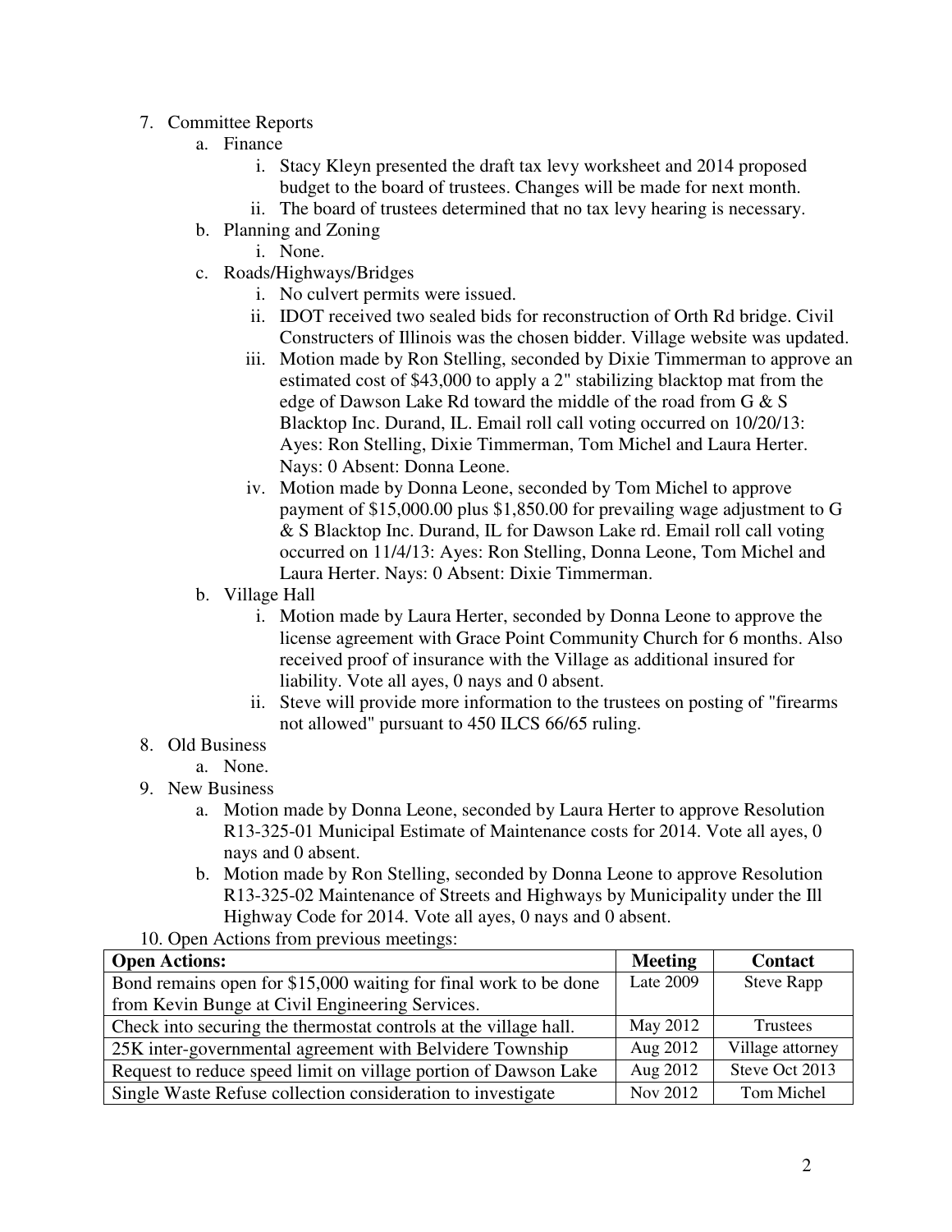7. Committee Reports
   a. Finance
      i. Stacy Kleyn presented the draft tax levy worksheet and 2014 proposed budget to the board of trustees. Changes will be made for next month.
      ii. The board of trustees determined that no tax levy hearing is necessary.
   b. Planning and Zoning
      i. None.
   c. Roads/Highways/Bridges
      i. No culvert permits were issued.
      ii. IDOT received two sealed bids for reconstruction of Orth Rd bridge. Civil Constructers of Illinois was the chosen bidder. Village website was updated.
      iii. Motion made by Ron Stelling, seconded by Dixie Timmerman to approve an estimated cost of $43,000 to apply a 2" stabilizing blacktop mat from the edge of Dawson Lake Rd toward the middle of the road from G & S Blacktop Inc. Durand, IL. Email roll call voting occurred on 10/20/13: Ayes: Ron Stelling, Dixie Timmerman, Tom Michel and Laura Herter. Nays: 0 Absent: Donna Leone.
      iv. Motion made by Donna Leone, seconded by Tom Michel to approve payment of $15,000.00 plus $1,850.00 for prevailing wage adjustment to G & S Blacktop Inc. Durand, IL for Dawson Lake rd. Email roll call voting occurred on 11/4/13: Ayes: Ron Stelling, Donna Leone, Tom Michel and Laura Herter. Nays: 0 Absent: Dixie Timmerman.
   b. Village Hall
      i. Motion made by Laura Herter, seconded by Donna Leone to approve the license agreement with Grace Point Community Church for 6 months. Also received proof of insurance with the Village as additional insured for liability. Vote all ayes, 0 nays and 0 absent.
      ii. Steve will provide more information to the trustees on posting of "firearms not allowed" pursuant to 450 ILCS 66/65 ruling.
8. Old Business
   a. None.
9. New Business
   a. Motion made by Donna Leone, seconded by Laura Herter to approve Resolution R13-325-01 Municipal Estimate of Maintenance costs for 2014. Vote all ayes, 0 nays and 0 absent.
   b. Motion made by Ron Stelling, seconded by Donna Leone to approve Resolution R13-325-02 Maintenance of Streets and Highways by Municipality under the Ill Highway Code for 2014. Vote all ayes, 0 nays and 0 absent.
10. Open Actions from previous meetings:

| Open Actions: | Meeting | Contact |
|---|---|---|
| Bond remains open for $15,000 waiting for final work to be done from Kevin Bunge at Civil Engineering Services. | Late 2009 | Steve Rapp |
| Check into securing the thermostat controls at the village hall. | May 2012 | Trustees |
| 25K inter-governmental agreement with Belvidere Township | Aug 2012 | Village attorney |
| Request to reduce speed limit on village portion of Dawson Lake | Aug 2012 | Steve Oct 2013 |
| Single Waste Refuse collection consideration to investigate | Nov 2012 | Tom Michel |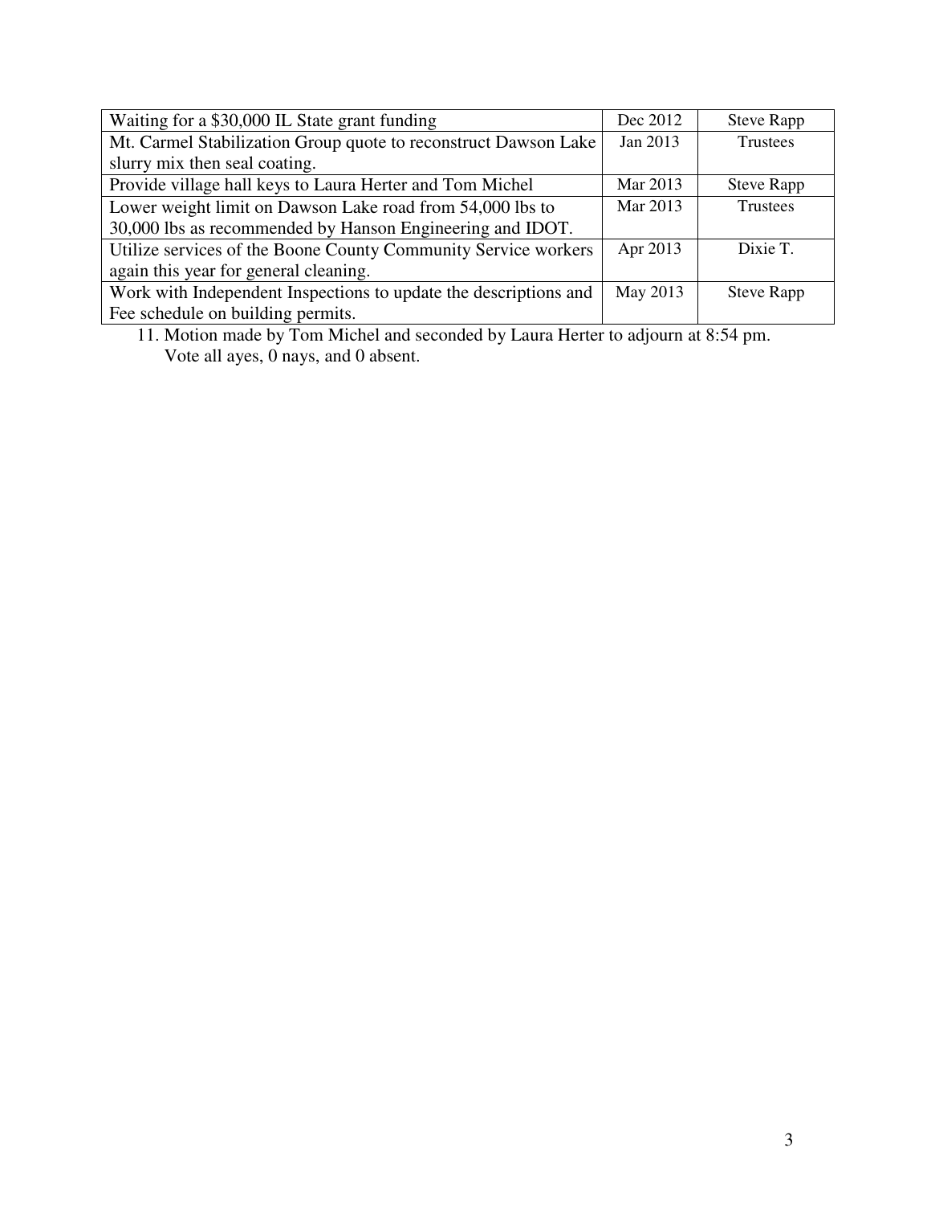| | | |
|---|---|---|
| Waiting for a $30,000 IL State grant funding | Dec 2012 | Steve Rapp |
| Mt. Carmel Stabilization Group quote to reconstruct Dawson Lake slurry mix then seal coating. | Jan 2013 | Trustees |
| Provide village hall keys to Laura Herter and Tom Michel | Mar 2013 | Steve Rapp |
| Lower weight limit on Dawson Lake road from 54,000 lbs to 30,000 lbs as recommended by Hanson Engineering and IDOT. | Mar 2013 | Trustees |
| Utilize services of the Boone County Community Service workers again this year for general cleaning. | Apr 2013 | Dixie T. |
| Work with Independent Inspections to update the descriptions and Fee schedule on building permits. | May 2013 | Steve Rapp |

11. Motion made by Tom Michel and seconded by Laura Herter to adjourn at 8:54 pm. Vote all ayes, 0 nays, and 0 absent.